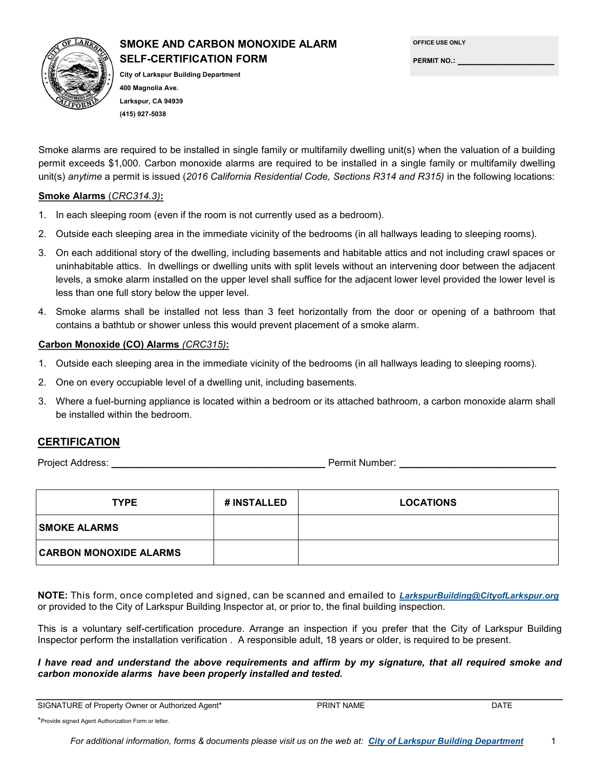# SMOKE AND CARBON MONOXIDE ALARM SELF-CERTIFICATION FORM

**City of Larkspur Building Department**
**400 Magnolia Ave.**
**Larkspur, CA 94939**
**(415) 927-5038**

**OFFICE USE ONLY**

**PERMIT NO.:** ____________________

Smoke alarms are required to be installed in single family or multifamily dwelling unit(s) when the valuation of a building permit exceeds $1,000. Carbon monoxide alarms are required to be installed in a single family or multifamily dwelling unit(s) *anytime* a permit is issued (*2016 California Residential Code, Sections R314 and R315)* in the following locations:

**Smoke Alarms** (*CRC314.3)***:**

1. In each sleeping room (even if the room is not currently used as a bedroom).
2. Outside each sleeping area in the immediate vicinity of the bedrooms (in all hallways leading to sleeping rooms).
3. On each additional story of the dwelling, including basements and habitable attics and not including crawl spaces or uninhabitable attics. In dwellings or dwelling units with split levels without an intervening door between the adjacent levels, a smoke alarm installed on the upper level shall suffice for the adjacent lower level provided the lower level is less than one full story below the upper level.
4. Smoke alarms shall be installed not less than 3 feet horizontally from the door or opening of a bathroom that contains a bathtub or shower unless this would prevent placement of a smoke alarm.

**Carbon Monoxide (CO) Alarms** *(CRC315)***:**

1. Outside each sleeping area in the immediate vicinity of the bedrooms (in all hallways leading to sleeping rooms).
2. One on every occupiable level of a dwelling unit, including basements.
3. Where a fuel-burning appliance is located within a bedroom or its attached bathroom, a carbon monoxide alarm shall be installed within the bedroom.

## CERTIFICATION

Project Address: ________________________________ Permit Number: ______________________

| TYPE | # INSTALLED | LOCATIONS |
|---|---|---|
| **SMOKE ALARMS** | | |
| **CARBON MONOXIDE ALARMS** | | |

**NOTE:** This form, once completed and signed, can be scanned and emailed to ***LarkspurBuilding@CityofLarkspur.org*** or provided to the City of Larkspur Building Inspector at, or prior to, the final building inspection.

This is a voluntary self-certification procedure. Arrange an inspection if you prefer that the City of Larkspur Building Inspector perform the installation verification . A responsible adult, 18 years or older, is required to be present.

***I have read and understand the above requirements and affirm by my signature, that all required smoke and carbon monoxide alarms have been properly installed and tested.***

SIGNATURE of Property Owner or Authorized Agent* PRINT NAME DATE

*Provide signed Agent Authorization Form or letter.

*For additional information, forms & documents please visit us on the web at:* ***City of Larkspur Building Department***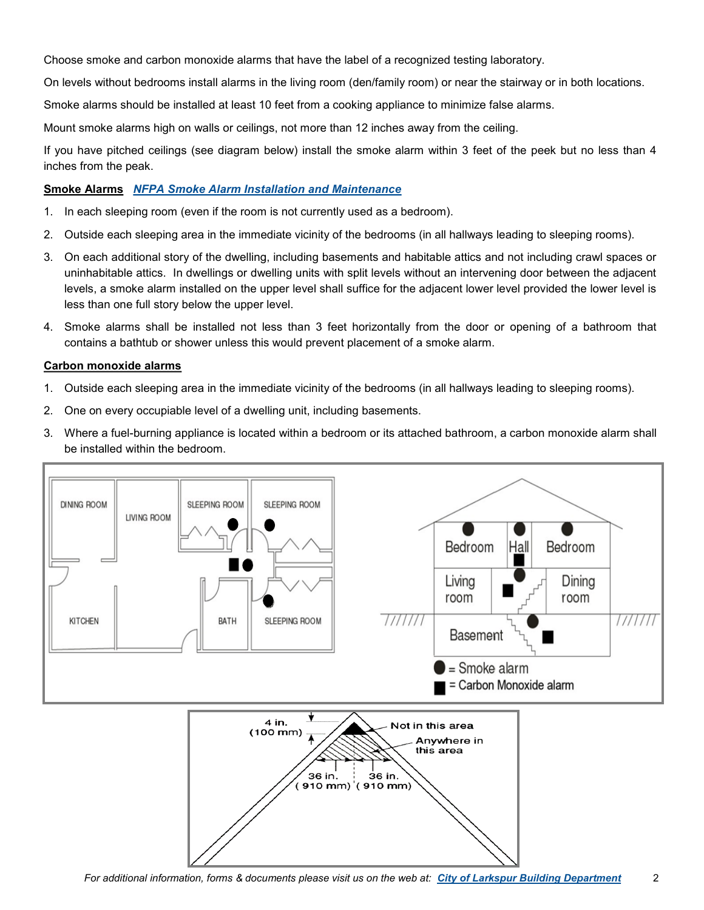Choose smoke and carbon monoxide alarms that have the label of a recognized testing laboratory.

On levels without bedrooms install alarms in the living room (den/family room) or near the stairway or in both locations.

Smoke alarms should be installed at least 10 feet from a cooking appliance to minimize false alarms.

Mount smoke alarms high on walls or ceilings, not more than 12 inches away from the ceiling.

If you have pitched ceilings (see diagram below) install the smoke alarm within 3 feet of the peek but no less than 4 inches from the peak.

**Smoke Alarms** ***NFPA Smoke Alarm Installation and Maintenance***

1. In each sleeping room (even if the room is not currently used as a bedroom).
2. Outside each sleeping area in the immediate vicinity of the bedrooms (in all hallways leading to sleeping rooms).
3. On each additional story of the dwelling, including basements and habitable attics and not including crawl spaces or uninhabitable attics. In dwellings or dwelling units with split levels without an intervening door between the adjacent levels, a smoke alarm installed on the upper level shall suffice for the adjacent lower level provided the lower level is less than one full story below the upper level.
4. Smoke alarms shall be installed not less than 3 feet horizontally from the door or opening of a bathroom that contains a bathtub or shower unless this would prevent placement of a smoke alarm.

**Carbon monoxide alarms**

1. Outside each sleeping area in the immediate vicinity of the bedrooms (in all hallways leading to sleeping rooms).
2. One on every occupiable level of a dwelling unit, including basements.
3. Where a fuel-burning appliance is located within a bedroom or its attached bathroom, a carbon monoxide alarm shall be installed within the bedroom.

DINING ROOM
LIVING ROOM
SLEEPING ROOM
SLEEPING ROOM
KITCHEN
BATH
SLEEPING ROOM

Bedroom
Hall
Bedroom
Living room
Dining room
Basement

● = Smoke alarm
■ = Carbon Monoxide alarm

4 in. (100 mm)
Not in this area
Anywhere in this area
36 in. (910 mm)
36 in. (910 mm)

*For additional information, forms & documents please visit us on the web at:* ***City of Larkspur Building Department***